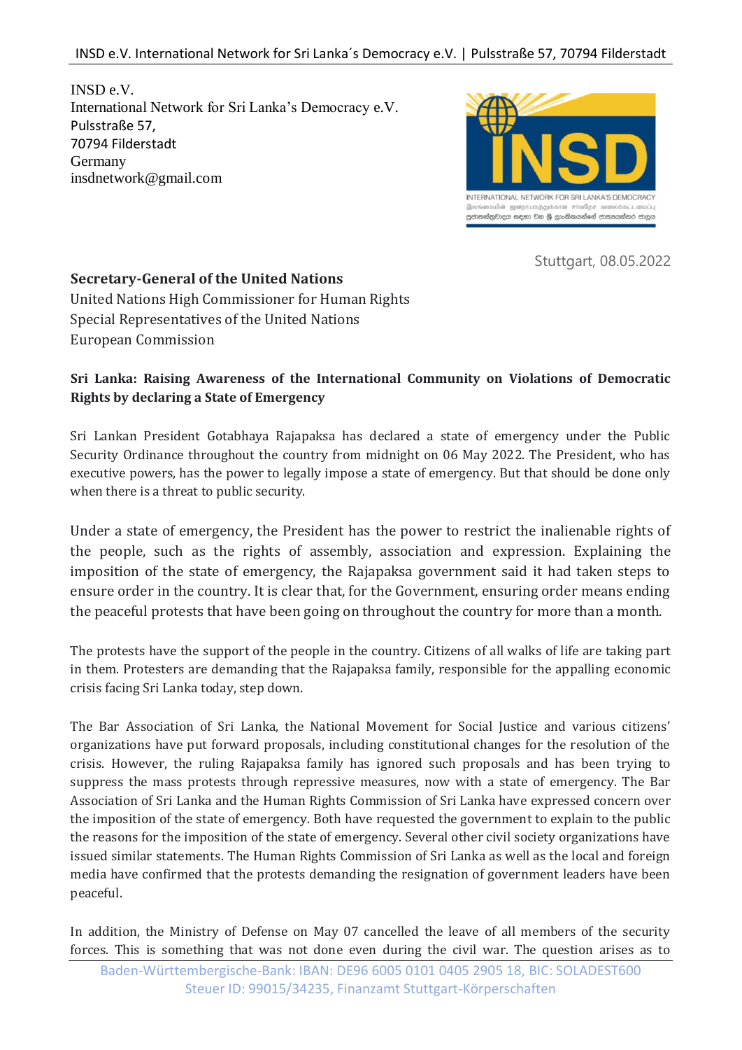INSD e.V.
International Network for Sri Lanka's Democracy e.V.
Pulsstraße 57,
70794 Filderstadt
Germany
insdnetwork@gmail.com

Stuttgart, 08.05.2022

**Secretary-General of the United Nations**
United Nations High Commissioner for Human Rights
Special Representatives of the United Nations
European Commission

**Sri Lanka: Raising Awareness of the International Community on Violations of Democratic Rights by declaring a State of Emergency**

Sri Lankan President Gotabhaya Rajapaksa has declared a state of emergency under the Public Security Ordinance throughout the country from midnight on 06 May 2022. The President, who has executive powers, has the power to legally impose a state of emergency. But that should be done only when there is a threat to public security.

Under a state of emergency, the President has the power to restrict the inalienable rights of the people, such as the rights of assembly, association and expression. Explaining the imposition of the state of emergency, the Rajapaksa government said it had taken steps to ensure order in the country. It is clear that, for the Government, ensuring order means ending the peaceful protests that have been going on throughout the country for more than a month.

The protests have the support of the people in the country. Citizens of all walks of life are taking part in them. Protesters are demanding that the Rajapaksa family, responsible for the appalling economic crisis facing Sri Lanka today, step down.

The Bar Association of Sri Lanka, the National Movement for Social Justice and various citizens' organizations have put forward proposals, including constitutional changes for the resolution of the crisis. However, the ruling Rajapaksa family has ignored such proposals and has been trying to suppress the mass protests through repressive measures, now with a state of emergency. The Bar Association of Sri Lanka and the Human Rights Commission of Sri Lanka have expressed concern over the imposition of the state of emergency. Both have requested the government to explain to the public the reasons for the imposition of the state of emergency. Several other civil society organizations have issued similar statements. The Human Rights Commission of Sri Lanka as well as the local and foreign media have confirmed that the protests demanding the resignation of government leaders have been peaceful.

In addition, the Ministry of Defense on May 07 cancelled the leave of all members of the security forces. This is something that was not done even during the civil war. The question arises as to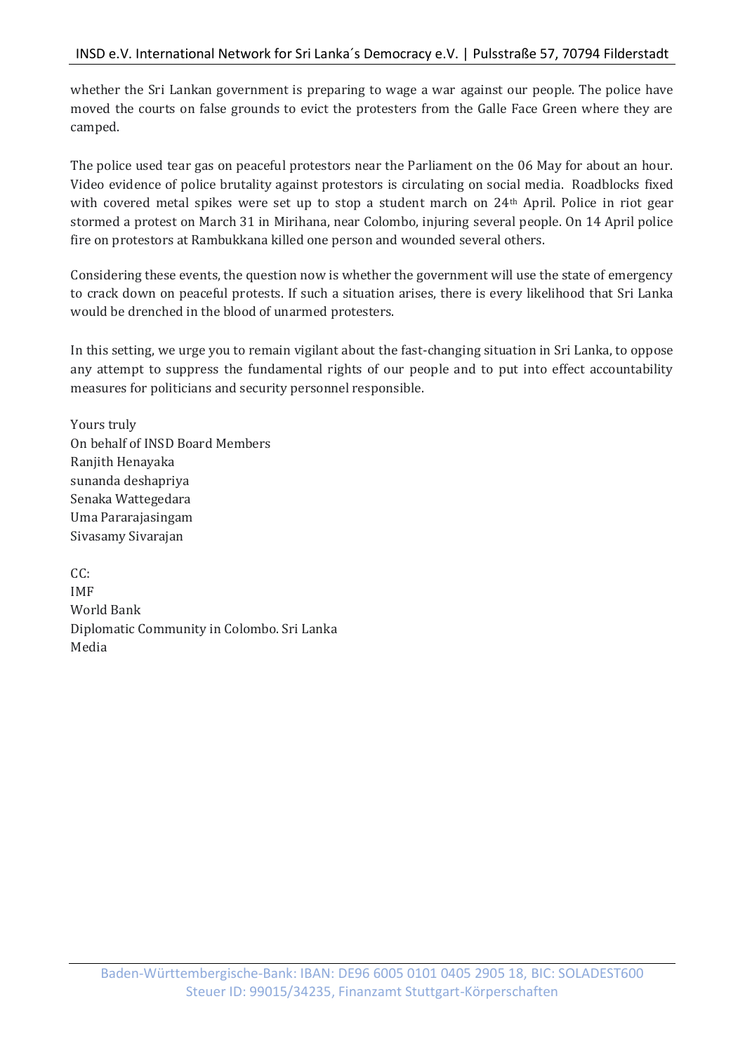whether the Sri Lankan government is preparing to wage a war against our people. The police have moved the courts on false grounds to evict the protesters from the Galle Face Green where they are camped.

The police used tear gas on peaceful protestors near the Parliament on the 06 May for about an hour. Video evidence of police brutality against protestors is circulating on social media. Roadblocks fixed with covered metal spikes were set up to stop a student march on 24th April. Police in riot gear stormed a protest on March 31 in Mirihana, near Colombo, injuring several people. On 14 April police fire on protestors at Rambukkana killed one person and wounded several others.

Considering these events, the question now is whether the government will use the state of emergency to crack down on peaceful protests. If such a situation arises, there is every likelihood that Sri Lanka would be drenched in the blood of unarmed protesters.

In this setting, we urge you to remain vigilant about the fast-changing situation in Sri Lanka, to oppose any attempt to suppress the fundamental rights of our people and to put into effect accountability measures for politicians and security personnel responsible.

Yours truly
On behalf of INSD Board Members
Ranjith Henayaka
sunanda deshapriya
Senaka Wattegedara
Uma Pararajasingam
Sivasamy Sivarajan

CC:
IMF
World Bank
Diplomatic Community in Colombo. Sri Lanka
Media